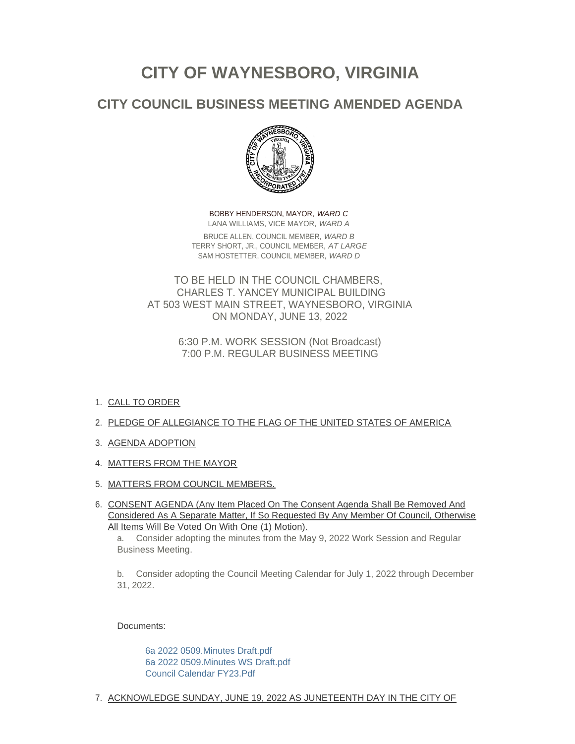# CITY OF WAYNESBORO, VIRGINIA

## CITY COUNCIL BUSINESS MEETING AMENDED AGENDA

BOBBY HENDERSON, MAYOR, *WARD C*
LANA WILLIAMS, VICE MAYOR, *WARD A*
BRUCE ALLEN, COUNCIL MEMBER, *WARD B*
TERRY SHORT, JR., COUNCIL MEMBER, *AT LARGE*
SAM HOSTETTER, COUNCIL MEMBER, *WARD D*

TO BE HELD IN THE COUNCIL CHAMBERS,
CHARLES T. YANCEY MUNICIPAL BUILDING
AT 503 WEST MAIN STREET, WAYNESBORO, VIRGINIA
ON MONDAY, JUNE 13, 2022

6:30 P.M. WORK SESSION (Not Broadcast)
7:00 P.M. REGULAR BUSINESS MEETING

1. CALL TO ORDER
2. PLEDGE OF ALLEGIANCE TO THE FLAG OF THE UNITED STATES OF AMERICA
3. AGENDA ADOPTION
4. MATTERS FROM THE MAYOR
5. MATTERS FROM COUNCIL MEMBERS.
6. CONSENT AGENDA (Any Item Placed On The Consent Agenda Shall Be Removed And Considered As A Separate Matter, If So Requested By Any Member Of Council, Otherwise All Items Will Be Voted On With One (1) Motion).

   a. Consider adopting the minutes from the May 9, 2022 Work Session and Regular Business Meeting.

   b. Consider adopting the Council Meeting Calendar for July 1, 2022 through December 31, 2022.

   Documents:

   6a 2022 0509.Minutes Draft.pdf
   6a 2022 0509.Minutes WS Draft.pdf
   Council Calendar FY23.Pdf

7. ACKNOWLEDGE SUNDAY, JUNE 19, 2022 AS JUNETEENTH DAY IN THE CITY OF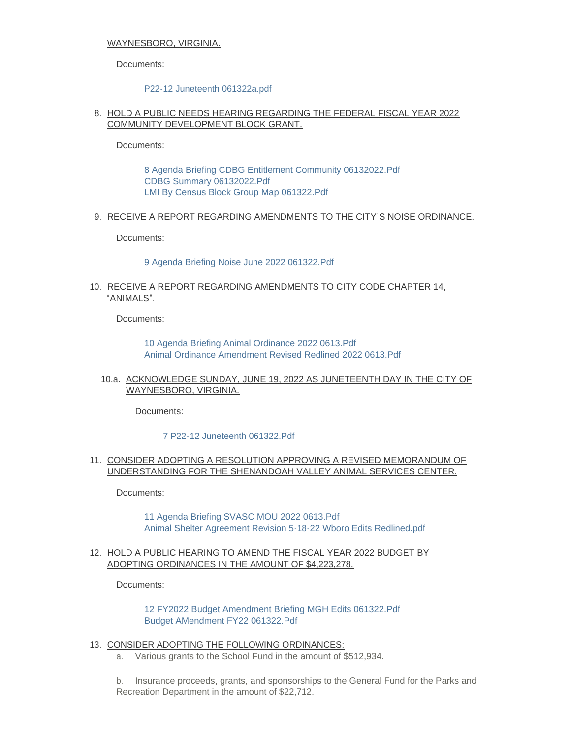WAYNESBORO, VIRGINIA.

Documents:

P22-12 Juneteenth 061322a.pdf

8. HOLD A PUBLIC NEEDS HEARING REGARDING THE FEDERAL FISCAL YEAR 2022 COMMUNITY DEVELOPMENT BLOCK GRANT.

   Documents:

   8 Agenda Briefing CDBG Entitlement Community 06132022.Pdf
   CDBG Summary 06132022.Pdf
   LMI By Census Block Group Map 061322.Pdf

9. RECEIVE A REPORT REGARDING AMENDMENTS TO THE CITY'S NOISE ORDINANCE.

   Documents:

   9 Agenda Briefing Noise June 2022 061322.Pdf

10. RECEIVE A REPORT REGARDING AMENDMENTS TO CITY CODE CHAPTER 14, "ANIMALS".

    Documents:

    10 Agenda Briefing Animal Ordinance 2022 0613.Pdf
    Animal Ordinance Amendment Revised Redlined 2022 0613.Pdf

10.a. ACKNOWLEDGE SUNDAY, JUNE 19, 2022 AS JUNETEENTH DAY IN THE CITY OF WAYNESBORO, VIRGINIA.

    Documents:

    7 P22-12 Juneteenth 061322.Pdf

11. CONSIDER ADOPTING A RESOLUTION APPROVING A REVISED MEMORANDUM OF UNDERSTANDING FOR THE SHENANDOAH VALLEY ANIMAL SERVICES CENTER.

    Documents:

    11 Agenda Briefing SVASC MOU 2022 0613.Pdf
    Animal Shelter Agreement Revision 5-18-22 Wboro Edits Redlined.pdf

12. HOLD A PUBLIC HEARING TO AMEND THE FISCAL YEAR 2022 BUDGET BY ADOPTING ORDINANCES IN THE AMOUNT OF $4,223,278.

    Documents:

    12 FY2022 Budget Amendment Briefing MGH Edits 061322.Pdf
    Budget AMendment FY22 061322.Pdf

13. CONSIDER ADOPTING THE FOLLOWING ORDINANCES:
    a. Various grants to the School Fund in the amount of $512,934.

    b. Insurance proceeds, grants, and sponsorships to the General Fund for the Parks and Recreation Department in the amount of $22,712.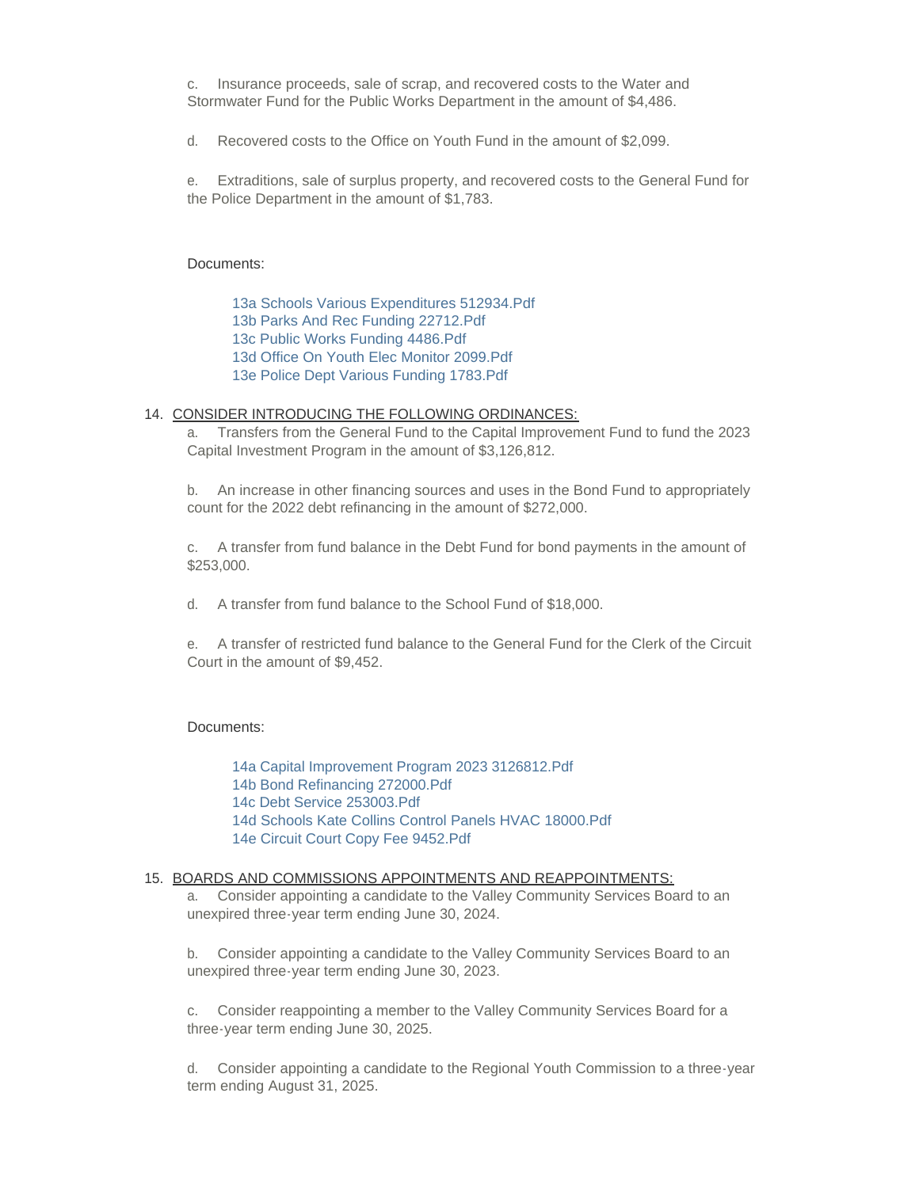c. Insurance proceeds, sale of scrap, and recovered costs to the Water and Stormwater Fund for the Public Works Department in the amount of $4,486.

d. Recovered costs to the Office on Youth Fund in the amount of $2,099.

e. Extraditions, sale of surplus property, and recovered costs to the General Fund for the Police Department in the amount of $1,783.

Documents:

- 13a Schools Various Expenditures 512934.Pdf
- 13b Parks And Rec Funding 22712.Pdf
- 13c Public Works Funding 4486.Pdf
- 13d Office On Youth Elec Monitor 2099.Pdf
- 13e Police Dept Various Funding 1783.Pdf

14. CONSIDER INTRODUCING THE FOLLOWING ORDINANCES:

a. Transfers from the General Fund to the Capital Improvement Fund to fund the 2023 Capital Investment Program in the amount of $3,126,812.

b. An increase in other financing sources and uses in the Bond Fund to appropriately count for the 2022 debt refinancing in the amount of $272,000.

c. A transfer from fund balance in the Debt Fund for bond payments in the amount of $253,000.

d. A transfer from fund balance to the School Fund of $18,000.

e. A transfer of restricted fund balance to the General Fund for the Clerk of the Circuit Court in the amount of $9,452.

Documents:

- 14a Capital Improvement Program 2023 3126812.Pdf
- 14b Bond Refinancing 272000.Pdf
- 14c Debt Service 253003.Pdf
- 14d Schools Kate Collins Control Panels HVAC 18000.Pdf
- 14e Circuit Court Copy Fee 9452.Pdf

15. BOARDS AND COMMISSIONS APPOINTMENTS AND REAPPOINTMENTS:

a. Consider appointing a candidate to the Valley Community Services Board to an unexpired three-year term ending June 30, 2024.

b. Consider appointing a candidate to the Valley Community Services Board to an unexpired three-year term ending June 30, 2023.

c. Consider reappointing a member to the Valley Community Services Board for a three-year term ending June 30, 2025.

d. Consider appointing a candidate to the Regional Youth Commission to a three-year term ending August 31, 2025.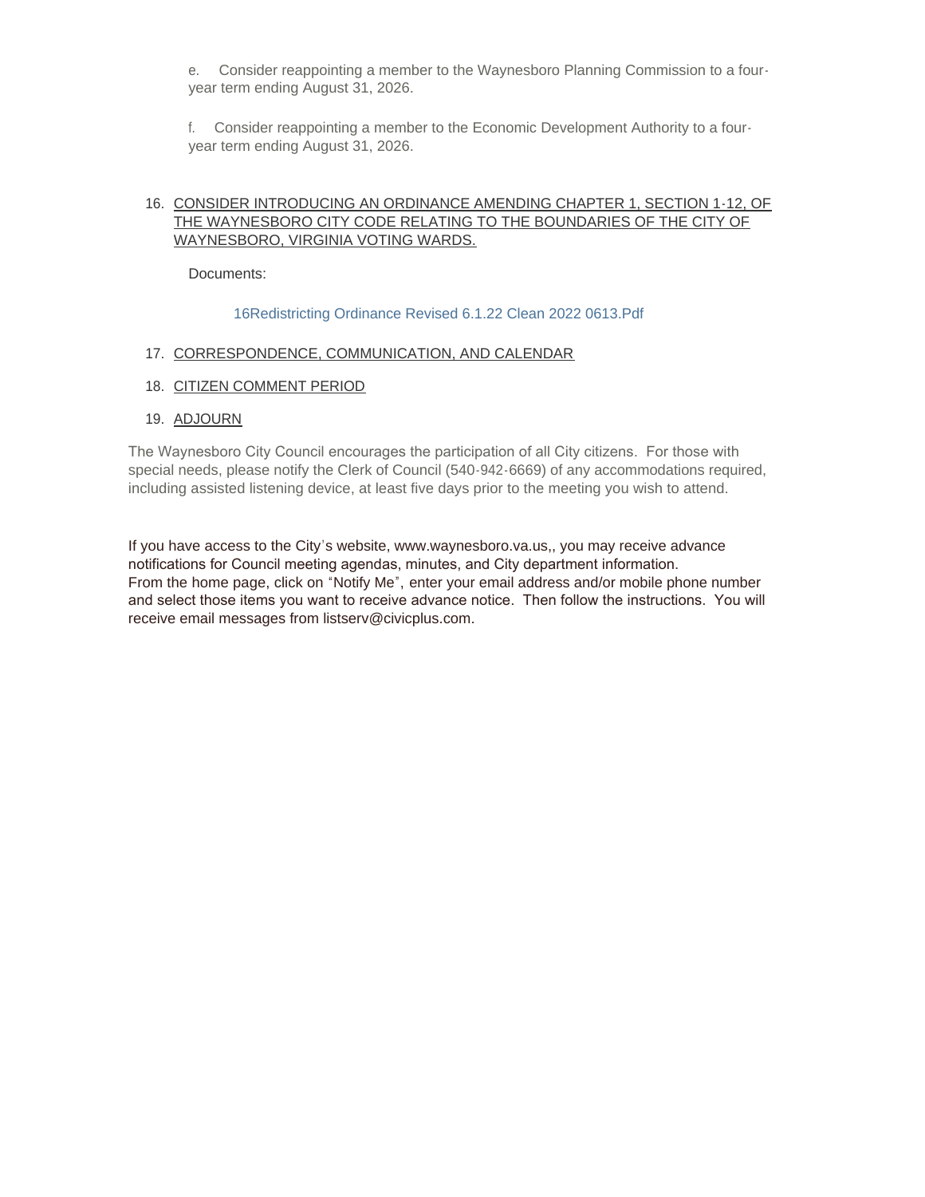e. Consider reappointing a member to the Waynesboro Planning Commission to a four-year term ending August 31, 2026.

f. Consider reappointing a member to the Economic Development Authority to a four-year term ending August 31, 2026.

16. CONSIDER INTRODUCING AN ORDINANCE AMENDING CHAPTER 1, SECTION 1-12, OF THE WAYNESBORO CITY CODE RELATING TO THE BOUNDARIES OF THE CITY OF WAYNESBORO, VIRGINIA VOTING WARDS.

    Documents:

    16Redistricting Ordinance Revised 6.1.22 Clean 2022 0613.Pdf

17. CORRESPONDENCE, COMMUNICATION, AND CALENDAR

18. CITIZEN COMMENT PERIOD

19. ADJOURN

The Waynesboro City Council encourages the participation of all City citizens. For those with special needs, please notify the Clerk of Council (540-942-6669) of any accommodations required, including assisted listening device, at least five days prior to the meeting you wish to attend.

If you have access to the City's website, www.waynesboro.va.us,, you may receive advance notifications for Council meeting agendas, minutes, and City department information.
From the home page, click on "Notify Me", enter your email address and/or mobile phone number and select those items you want to receive advance notice. Then follow the instructions. You will receive email messages from listserv@civicplus.com.